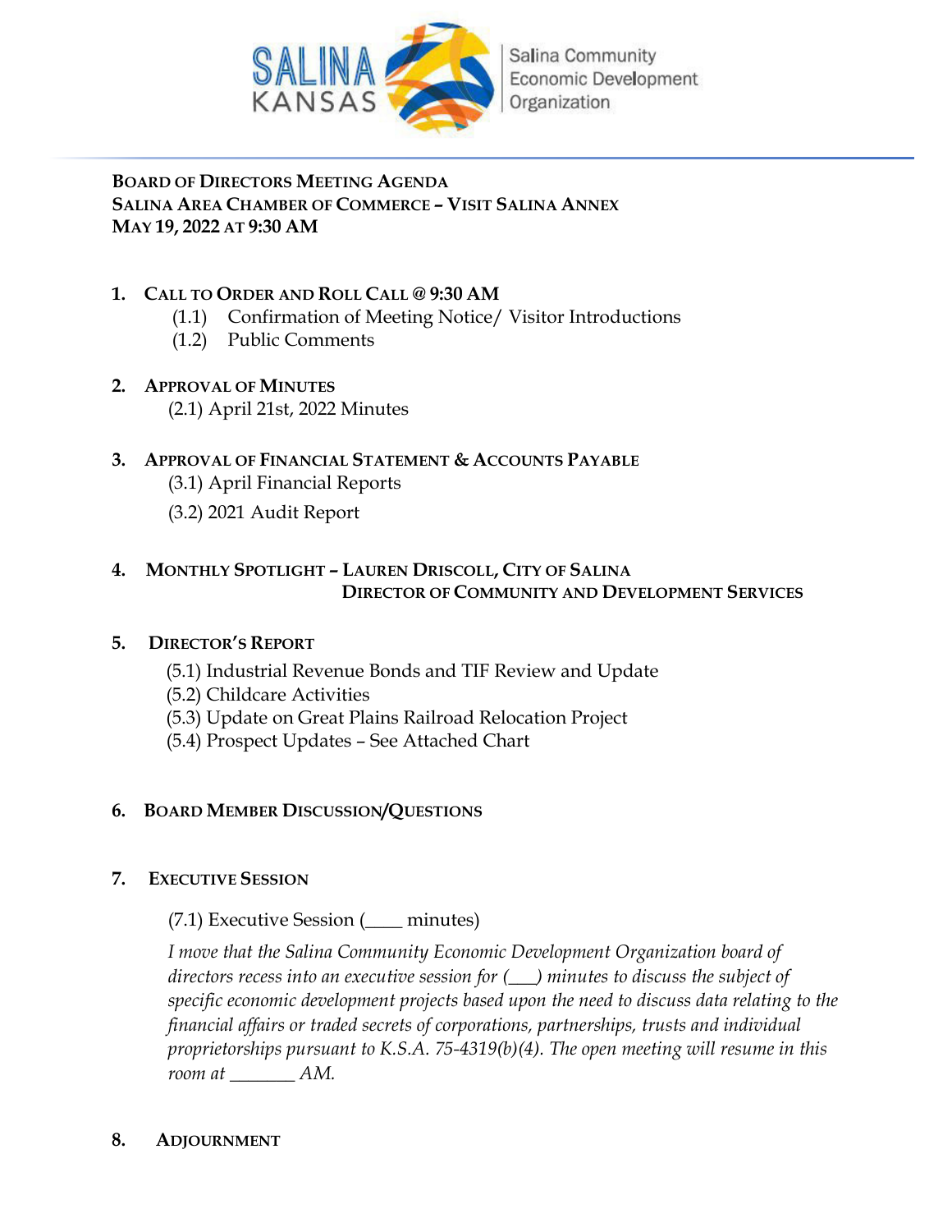SALINA KANSAS | Salina Community Economic Development Organization

**BOARD OF DIRECTORS MEETING AGENDA**
**SALINA AREA CHAMBER OF COMMERCE – VISIT SALINA ANNEX**
**MAY 19, 2022 AT 9:30 AM**

1. **CALL TO ORDER AND ROLL CALL @ 9:30 AM**
   - (1.1) Confirmation of Meeting Notice/ Visitor Introductions
   - (1.2) Public Comments

2. **APPROVAL OF MINUTES**
   - (2.1) April 21st, 2022 Minutes

3. **APPROVAL OF FINANCIAL STATEMENT & ACCOUNTS PAYABLE**
   - (3.1) April Financial Reports
   - (3.2) 2021 Audit Report

4. **MONTHLY SPOTLIGHT – LAUREN DRISCOLL, CITY OF SALINA DIRECTOR OF COMMUNITY AND DEVELOPMENT SERVICES**

5. **DIRECTOR'S REPORT**
   - (5.1) Industrial Revenue Bonds and TIF Review and Update
   - (5.2) Childcare Activities
   - (5.3) Update on Great Plains Railroad Relocation Project
   - (5.4) Prospect Updates – See Attached Chart

6. **BOARD MEMBER DISCUSSION/QUESTIONS**

7. **EXECUTIVE SESSION**
   - (7.1) Executive Session (____ minutes)

   *I move that the Salina Community Economic Development Organization board of directors recess into an executive session for (___) minutes to discuss the subject of specific economic development projects based upon the need to discuss data relating to the financial affairs or traded secrets of corporations, partnerships, trusts and individual proprietorships pursuant to K.S.A. 75-4319(b)(4). The open meeting will resume in this room at _______ AM.*

8. **ADJOURNMENT**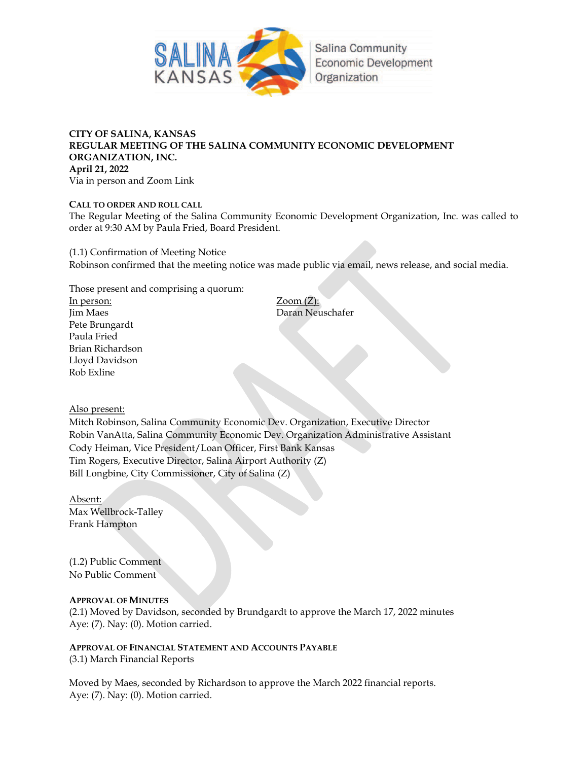**CITY OF SALINA, KANSAS**
**REGULAR MEETING OF THE SALINA COMMUNITY ECONOMIC DEVELOPMENT ORGANIZATION, INC.**
**April 21, 2022**
Via in person and Zoom Link

**CALL TO ORDER AND ROLL CALL**
The Regular Meeting of the Salina Community Economic Development Organization, Inc. was called to order at 9:30 AM by Paula Fried, Board President.

(1.1) Confirmation of Meeting Notice
Robinson confirmed that the meeting notice was made public via email, news release, and social media.

Those present and comprising a quorum:

In person:
Jim Maes
Pete Brungardt
Paula Fried
Brian Richardson
Lloyd Davidson
Rob Exline

Zoom (Z):
Daran Neuschafer

Also present:
Mitch Robinson, Salina Community Economic Dev. Organization, Executive Director
Robin VanAtta, Salina Community Economic Dev. Organization Administrative Assistant
Cody Heiman, Vice President/Loan Officer, First Bank Kansas
Tim Rogers, Executive Director, Salina Airport Authority (Z)
Bill Longbine, City Commissioner, City of Salina (Z)

Absent:
Max Wellbrock-Talley
Frank Hampton

(1.2) Public Comment
No Public Comment

**APPROVAL OF MINUTES**
(2.1) Moved by Davidson, seconded by Brundgardt to approve the March 17, 2022 minutes
Aye: (7). Nay: (0). Motion carried.

**APPROVAL OF FINANCIAL STATEMENT AND ACCOUNTS PAYABLE**
(3.1) March Financial Reports

Moved by Maes, seconded by Richardson to approve the March 2022 financial reports.
Aye: (7). Nay: (0). Motion carried.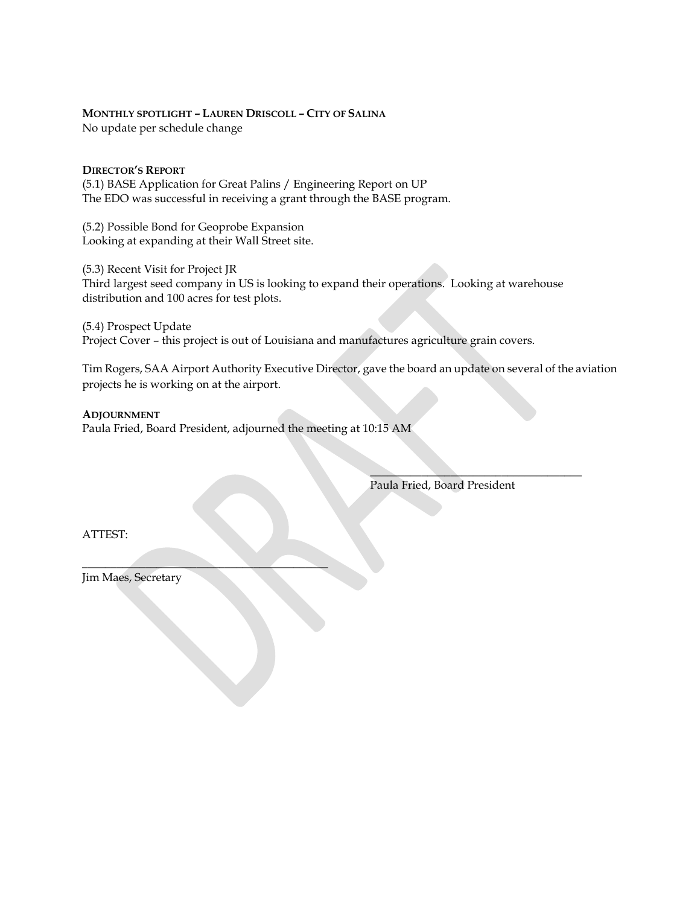**MONTHLY SPOTLIGHT – LAUREN DRISCOLL – CITY OF SALINA**
No update per schedule change

**DIRECTOR'S REPORT**
(5.1) BASE Application for Great Palins / Engineering Report on UP
The EDO was successful in receiving a grant through the BASE program.

(5.2) Possible Bond for Geoprobe Expansion
Looking at expanding at their Wall Street site.

(5.3) Recent Visit for Project JR
Third largest seed company in US is looking to expand their operations. Looking at warehouse distribution and 100 acres for test plots.

(5.4) Prospect Update
Project Cover – this project is out of Louisiana and manufactures agriculture grain covers.

Tim Rogers, SAA Airport Authority Executive Director, gave the board an update on several of the aviation projects he is working on at the airport.

**ADJOURNMENT**
Paula Fried, Board President, adjourned the meeting at 10:15 AM

\_\_\_\_\_\_\_\_\_\_\_\_\_\_\_\_\_\_\_\_\_\_\_\_\_\_\_\_\_\_\_\_\_\_\_\_
Paula Fried, Board President

ATTEST:

\_\_\_\_\_\_\_\_\_\_\_\_\_\_\_\_\_\_\_\_\_\_\_\_\_\_\_\_\_\_\_\_\_\_\_\_\_\_\_\_\_\_\_\_
Jim Maes, Secretary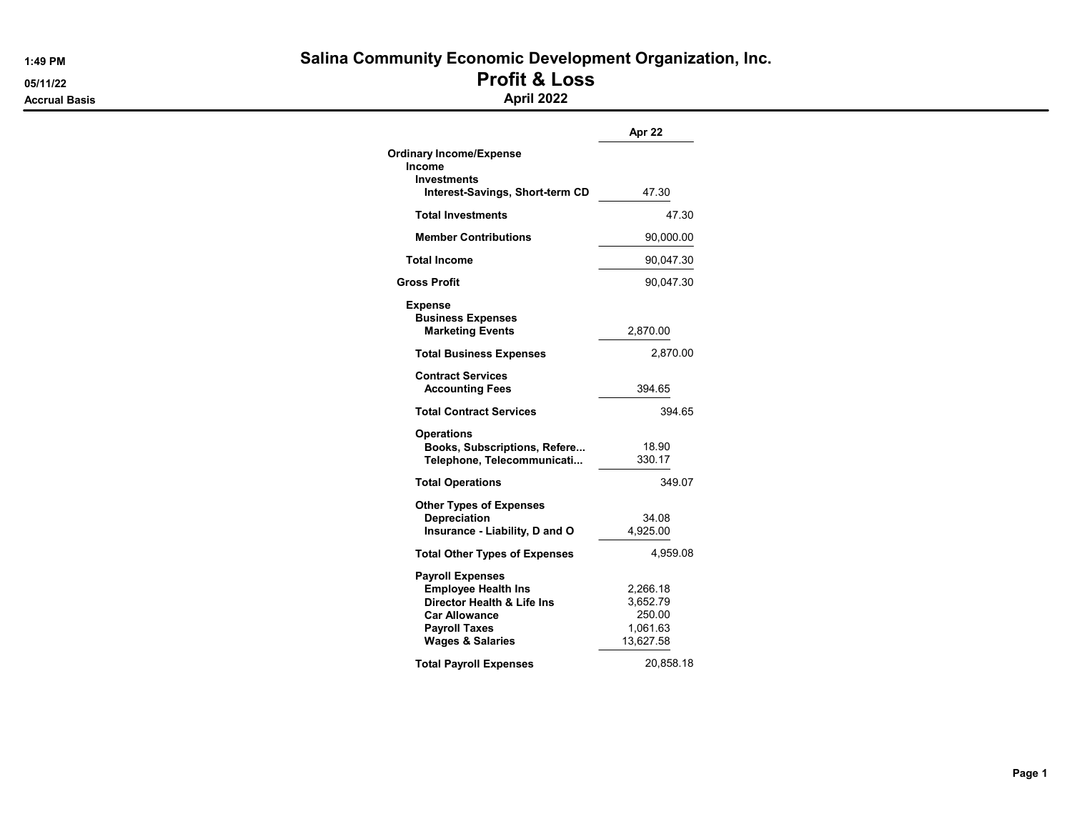# Salina Community Economic Development Organization, Inc.

## Profit & Loss

### April 2022

1:49 PM
05/11/22
Accrual Basis

| | Apr 22 |
|---|---|
| **Ordinary Income/Expense** | |
| **Income** | |
| **Investments** | |
| **Interest-Savings, Short-term CD** | 47.30 |
| **Total Investments** | 47.30 |
| **Member Contributions** | 90,000.00 |
| **Total Income** | 90,047.30 |
| **Gross Profit** | 90,047.30 |
| **Expense** | |
| **Business Expenses** | |
| **Marketing Events** | 2,870.00 |
| **Total Business Expenses** | 2,870.00 |
| **Contract Services** | |
| **Accounting Fees** | 394.65 |
| **Total Contract Services** | 394.65 |
| **Operations** | |
| **Books, Subscriptions, Refere...** | 18.90 |
| **Telephone, Telecommunicati...** | 330.17 |
| **Total Operations** | 349.07 |
| **Other Types of Expenses** | |
| **Depreciation** | 34.08 |
| **Insurance - Liability, D and O** | 4,925.00 |
| **Total Other Types of Expenses** | 4,959.08 |
| **Payroll Expenses** | |
| **Employee Health Ins** | 2,266.18 |
| **Director Health & Life Ins** | 3,652.79 |
| **Car Allowance** | 250.00 |
| **Payroll Taxes** | 1,061.63 |
| **Wages & Salaries** | 13,627.58 |
| **Total Payroll Expenses** | 20,858.18 |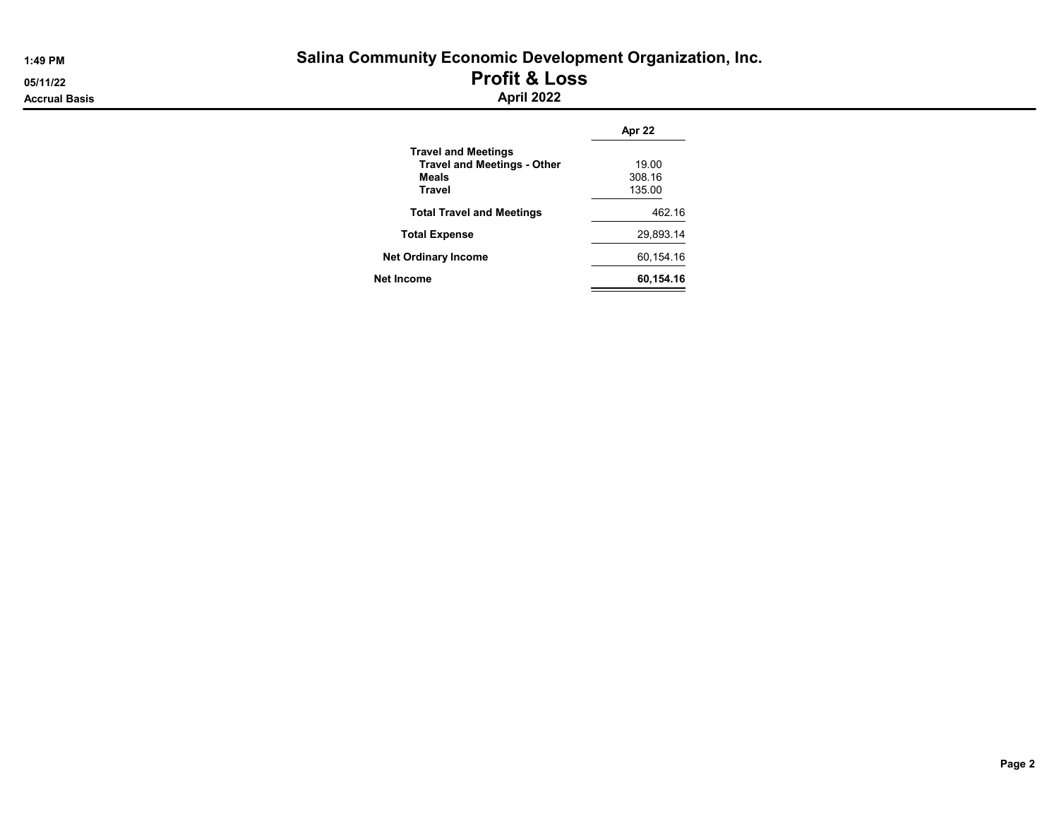# Salina Community Economic Development Organization, Inc.

## Profit & Loss

### April 2022

1:49 PM
05/11/22
Accrual Basis

| | Apr 22 |
|---|---|
| **Travel and Meetings** | |
| **Travel and Meetings - Other** | 19.00 |
| **Meals** | 308.16 |
| **Travel** | 135.00 |
| **Total Travel and Meetings** | 462.16 |
| **Total Expense** | 29,893.14 |
| **Net Ordinary Income** | 60,154.16 |
| **Net Income** | **60,154.16** |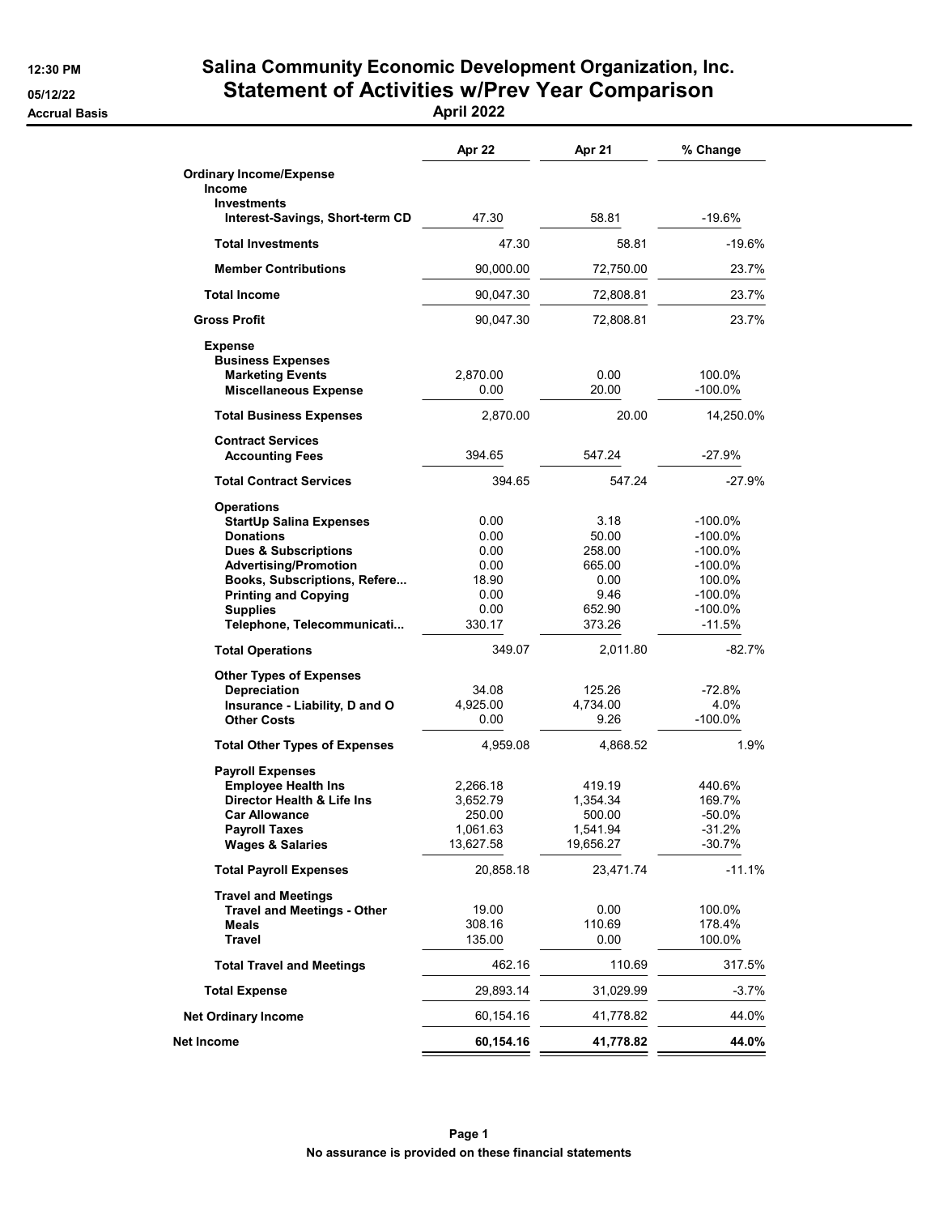12:30 PM
05/12/22
Accrual Basis

# Salina Community Economic Development Organization, Inc.
## Statement of Activities w/Prev Year Comparison
### April 2022

| | Apr 22 | Apr 21 | % Change |
|---|---|---|---|
| **Ordinary Income/Expense** | | | |
| **Income** | | | |
| **Investments** | | | |
| **Interest-Savings, Short-term CD** | 47.30 | 58.81 | -19.6% |
| **Total Investments** | 47.30 | 58.81 | -19.6% |
| **Member Contributions** | 90,000.00 | 72,750.00 | 23.7% |
| **Total Income** | 90,047.30 | 72,808.81 | 23.7% |
| **Gross Profit** | 90,047.30 | 72,808.81 | 23.7% |
| **Expense** | | | |
| **Business Expenses** | | | |
| **Marketing Events** | 2,870.00 | 0.00 | 100.0% |
| **Miscellaneous Expense** | 0.00 | 20.00 | -100.0% |
| **Total Business Expenses** | 2,870.00 | 20.00 | 14,250.0% |
| **Contract Services** | | | |
| **Accounting Fees** | 394.65 | 547.24 | -27.9% |
| **Total Contract Services** | 394.65 | 547.24 | -27.9% |
| **Operations** | | | |
| **StartUp Salina Expenses** | 0.00 | 3.18 | -100.0% |
| **Donations** | 0.00 | 50.00 | -100.0% |
| **Dues & Subscriptions** | 0.00 | 258.00 | -100.0% |
| **Advertising/Promotion** | 0.00 | 665.00 | -100.0% |
| **Books, Subscriptions, Refere...** | 18.90 | 0.00 | 100.0% |
| **Printing and Copying** | 0.00 | 9.46 | -100.0% |
| **Supplies** | 0.00 | 652.90 | -100.0% |
| **Telephone, Telecommunicati...** | 330.17 | 373.26 | -11.5% |
| **Total Operations** | 349.07 | 2,011.80 | -82.7% |
| **Other Types of Expenses** | | | |
| **Depreciation** | 34.08 | 125.26 | -72.8% |
| **Insurance - Liability, D and O** | 4,925.00 | 4,734.00 | 4.0% |
| **Other Costs** | 0.00 | 9.26 | -100.0% |
| **Total Other Types of Expenses** | 4,959.08 | 4,868.52 | 1.9% |
| **Payroll Expenses** | | | |
| **Employee Health Ins** | 2,266.18 | 419.19 | 440.6% |
| **Director Health & Life Ins** | 3,652.79 | 1,354.34 | 169.7% |
| **Car Allowance** | 250.00 | 500.00 | -50.0% |
| **Payroll Taxes** | 1,061.63 | 1,541.94 | -31.2% |
| **Wages & Salaries** | 13,627.58 | 19,656.27 | -30.7% |
| **Total Payroll Expenses** | 20,858.18 | 23,471.74 | -11.1% |
| **Travel and Meetings** | | | |
| **Travel and Meetings - Other** | 19.00 | 0.00 | 100.0% |
| **Meals** | 308.16 | 110.69 | 178.4% |
| **Travel** | 135.00 | 0.00 | 100.0% |
| **Total Travel and Meetings** | 462.16 | 110.69 | 317.5% |
| **Total Expense** | 29,893.14 | 31,029.99 | -3.7% |
| **Net Ordinary Income** | 60,154.16 | 41,778.82 | 44.0% |
| **Net Income** | **60,154.16** | **41,778.82** | **44.0%** |

**No assurance is provided on these financial statements**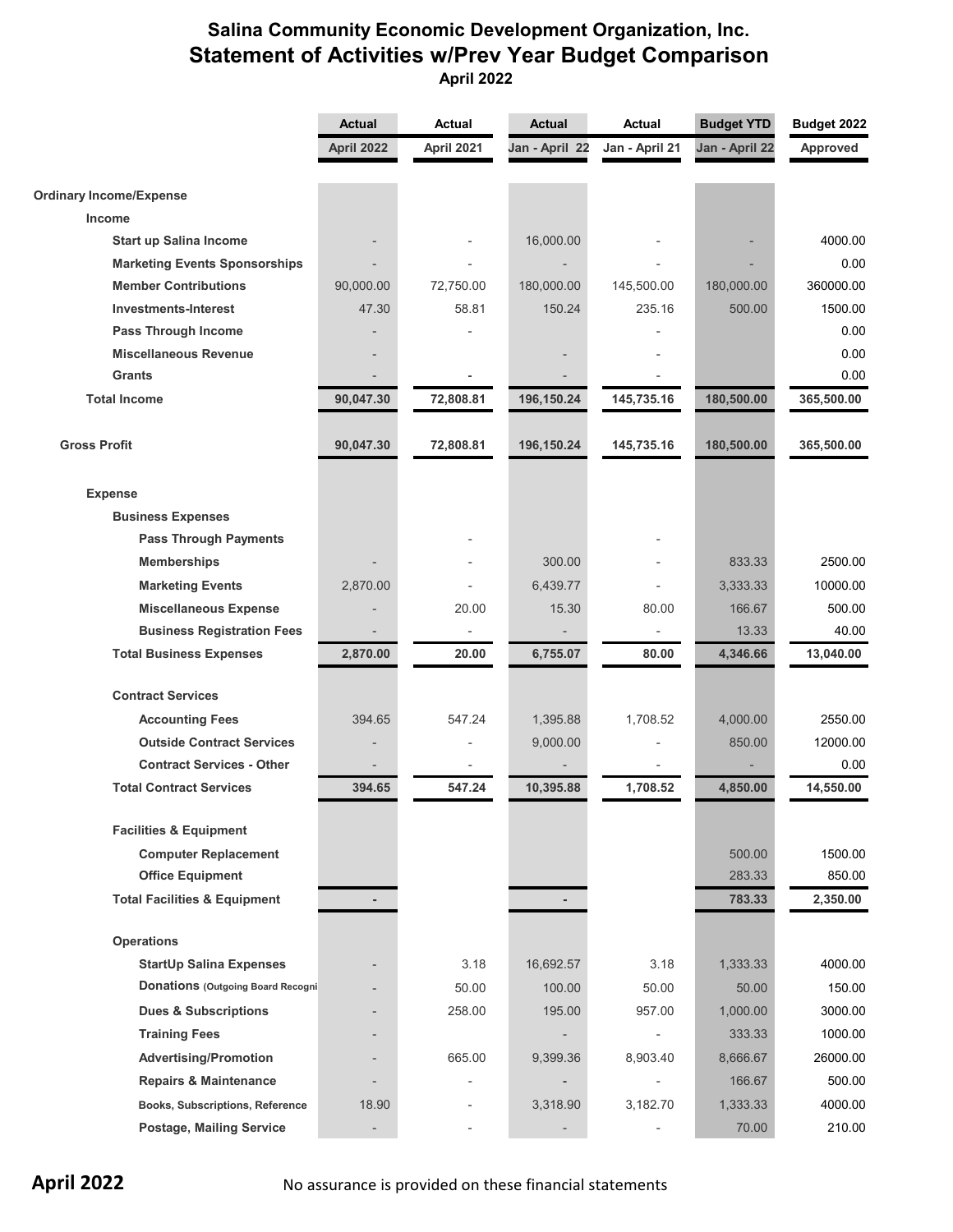# Salina Community Economic Development Organization, Inc.

## Statement of Activities w/Prev Year Budget Comparison

**April 2022**

| | Actual April 2022 | Actual April 2021 | Actual Jan - April 22 | Actual Jan - April 21 | Budget YTD Jan - April 22 | Budget 2022 Approved |
|---|---|---|---|---|---|---|
| **Ordinary Income/Expense** | | | | | | |
| **Income** | | | | | | |
| **Start up Salina Income** | - | - | 16,000.00 | - | - | 4000.00 |
| **Marketing Events Sponsorships** | - | - | - | - | - | 0.00 |
| **Member Contributions** | 90,000.00 | 72,750.00 | 180,000.00 | 145,500.00 | 180,000.00 | 360000.00 |
| **Investments-Interest** | 47.30 | 58.81 | 150.24 | 235.16 | 500.00 | 1500.00 |
| **Pass Through Income** | - | - | | - | | 0.00 |
| **Miscellaneous Revenue** | - | | - | - | | 0.00 |
| **Grants** | - | - | - | - | | 0.00 |
| **Total Income** | **90,047.30** | **72,808.81** | **196,150.24** | **145,735.16** | **180,500.00** | **365,500.00** |
| **Gross Profit** | **90,047.30** | **72,808.81** | **196,150.24** | **145,735.16** | **180,500.00** | **365,500.00** |
| **Expense** | | | | | | |
| **Business Expenses** | | | | | | |
| **Pass Through Payments** | | - | | - | | |
| **Memberships** | - | - | 300.00 | - | 833.33 | 2500.00 |
| **Marketing Events** | 2,870.00 | - | 6,439.77 | - | 3,333.33 | 10000.00 |
| **Miscellaneous Expense** | - | 20.00 | 15.30 | 80.00 | 166.67 | 500.00 |
| **Business Registration Fees** | - | - | - | - | 13.33 | 40.00 |
| **Total Business Expenses** | **2,870.00** | **20.00** | **6,755.07** | **80.00** | **4,346.66** | **13,040.00** |
| **Contract Services** | | | | | | |
| **Accounting Fees** | 394.65 | 547.24 | 1,395.88 | 1,708.52 | 4,000.00 | 2550.00 |
| **Outside Contract Services** | - | - | 9,000.00 | - | 850.00 | 12000.00 |
| **Contract Services - Other** | - | - | - | - | - | 0.00 |
| **Total Contract Services** | **394.65** | **547.24** | **10,395.88** | **1,708.52** | **4,850.00** | **14,550.00** |
| **Facilities & Equipment** | | | | | | |
| **Computer Replacement** | | | | | 500.00 | 1500.00 |
| **Office Equipment** | | | | | 283.33 | 850.00 |
| **Total Facilities & Equipment** | **-** | | **-** | | **783.33** | **2,350.00** |
| **Operations** | | | | | | |
| **StartUp Salina Expenses** | - | 3.18 | 16,692.57 | 3.18 | 1,333.33 | 4000.00 |
| **Donations (Outgoing Board Recogni** | - | 50.00 | 100.00 | 50.00 | 50.00 | 150.00 |
| **Dues & Subscriptions** | - | 258.00 | 195.00 | 957.00 | 1,000.00 | 3000.00 |
| **Training Fees** | - | - | - | - | 333.33 | 1000.00 |
| **Advertising/Promotion** | - | 665.00 | 9,399.36 | 8,903.40 | 8,666.67 | 26000.00 |
| **Repairs & Maintenance** | - | - | - | - | 166.67 | 500.00 |
| **Books, Subscriptions, Reference** | 18.90 | - | 3,318.90 | 3,182.70 | 1,333.33 | 4000.00 |
| **Postage, Mailing Service** | - | - | - | - | 70.00 | 210.00 |

No assurance is provided on these financial statements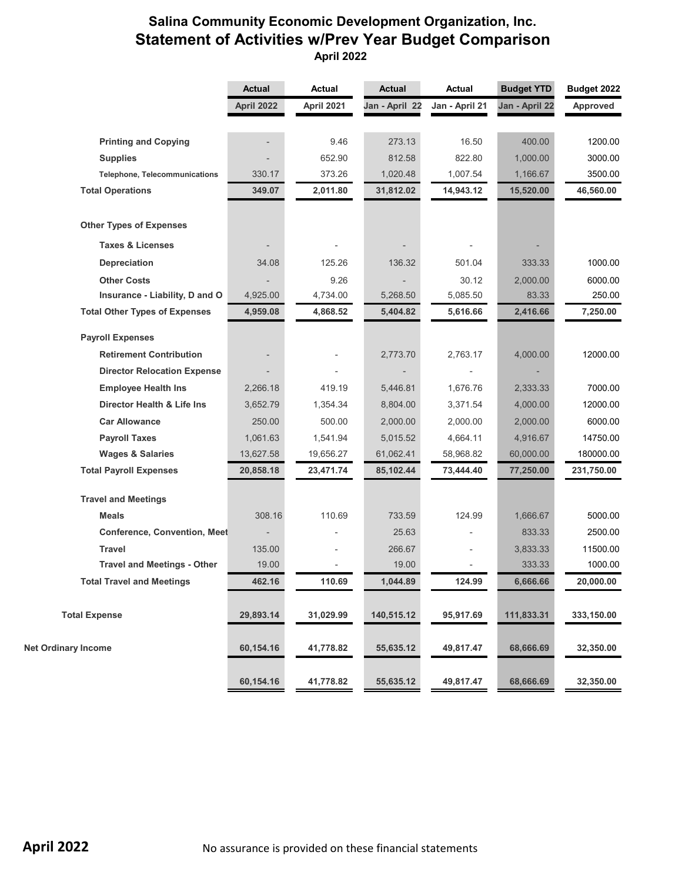# Salina Community Economic Development Organization, Inc.
## Statement of Activities w/Prev Year Budget Comparison
### April 2022

| | Actual | Actual | Actual | Actual | Budget YTD | Budget 2022 |
|---|---|---|---|---|---|---|
| | April 2022 | April 2021 | Jan - April 22 | Jan - April 21 | Jan - April 22 | Approved |
| **Printing and Copying** | - | 9.46 | 273.13 | 16.50 | 400.00 | 1200.00 |
| **Supplies** | - | 652.90 | 812.58 | 822.80 | 1,000.00 | 3000.00 |
| **Telephone, Telecommunications** | 330.17 | 373.26 | 1,020.48 | 1,007.54 | 1,166.67 | 3500.00 |
| **Total Operations** | **349.07** | **2,011.80** | **31,812.02** | **14,943.12** | **15,520.00** | **46,560.00** |
| **Other Types of Expenses** | | | | | | |
| **Taxes & Licenses** | - | - | - | - | - | |
| **Depreciation** | 34.08 | 125.26 | 136.32 | 501.04 | 333.33 | 1000.00 |
| **Other Costs** | - | 9.26 | - | 30.12 | 2,000.00 | 6000.00 |
| **Insurance - Liability, D and O** | 4,925.00 | 4,734.00 | 5,268.50 | 5,085.50 | 83.33 | 250.00 |
| **Total Other Types of Expenses** | **4,959.08** | **4,868.52** | **5,404.82** | **5,616.66** | **2,416.66** | **7,250.00** |
| **Payroll Expenses** | | | | | | |
| **Retirement Contribution** | - | - | 2,773.70 | 2,763.17 | 4,000.00 | 12000.00 |
| **Director Relocation Expense** | - | - | - | - | - | |
| **Employee Health Ins** | 2,266.18 | 419.19 | 5,446.81 | 1,676.76 | 2,333.33 | 7000.00 |
| **Director Health & Life Ins** | 3,652.79 | 1,354.34 | 8,804.00 | 3,371.54 | 4,000.00 | 12000.00 |
| **Car Allowance** | 250.00 | 500.00 | 2,000.00 | 2,000.00 | 2,000.00 | 6000.00 |
| **Payroll Taxes** | 1,061.63 | 1,541.94 | 5,015.52 | 4,664.11 | 4,916.67 | 14750.00 |
| **Wages & Salaries** | 13,627.58 | 19,656.27 | 61,062.41 | 58,968.82 | 60,000.00 | 180000.00 |
| **Total Payroll Expenses** | **20,858.18** | **23,471.74** | **85,102.44** | **73,444.40** | **77,250.00** | **231,750.00** |
| **Travel and Meetings** | | | | | | |
| **Meals** | 308.16 | 110.69 | 733.59 | 124.99 | 1,666.67 | 5000.00 |
| **Conference, Convention, Meet** | - | - | 25.63 | - | 833.33 | 2500.00 |
| **Travel** | 135.00 | - | 266.67 | - | 3,833.33 | 11500.00 |
| **Travel and Meetings - Other** | 19.00 | - | 19.00 | - | 333.33 | 1000.00 |
| **Total Travel and Meetings** | **462.16** | **110.69** | **1,044.89** | **124.99** | **6,666.66** | **20,000.00** |
| **Total Expense** | **29,893.14** | **31,029.99** | **140,515.12** | **95,917.69** | **111,833.31** | **333,150.00** |
| **Net Ordinary Income** | **60,154.16** | **41,778.82** | **55,635.12** | **49,817.47** | **68,666.69** | **32,350.00** |
| | **60,154.16** | **41,778.82** | **55,635.12** | **49,817.47** | **68,666.69** | **32,350.00** |

**April 2022** No assurance is provided on these financial statements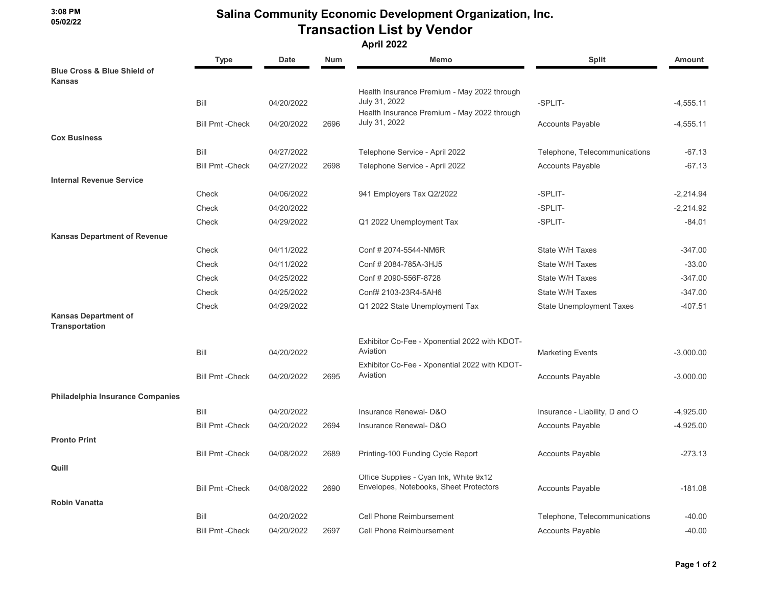# Salina Community Economic Development Organization, Inc.

## Transaction List by Vendor

### April 2022

3:08 PM
05/02/22

| | Type | Date | Num | Memo | Split | Amount |
|---|---|---|---|---|---|---|
| **Blue Cross & Blue Shield of Kansas** | | | | | | |
| | Bill | 04/20/2022 | | Health Insurance Premium - May 2022 through July 31, 2022 | -SPLIT- | -4,555.11 |
| | Bill Pmt -Check | 04/20/2022 | 2696 | Health Insurance Premium - May 2022 through July 31, 2022 | Accounts Payable | -4,555.11 |
| **Cox Business** | | | | | | |
| | Bill | 04/27/2022 | | Telephone Service - April 2022 | Telephone, Telecommunications | -67.13 |
| | Bill Pmt -Check | 04/27/2022 | 2698 | Telephone Service - April 2022 | Accounts Payable | -67.13 |
| **Internal Revenue Service** | | | | | | |
| | Check | 04/06/2022 | | 941 Employers Tax Q2/2022 | -SPLIT- | -2,214.94 |
| | Check | 04/20/2022 | | | -SPLIT- | -2,214.92 |
| | Check | 04/29/2022 | | Q1 2022 Unemployment Tax | -SPLIT- | -84.01 |
| **Kansas Department of Revenue** | | | | | | |
| | Check | 04/11/2022 | | Conf # 2074-5544-NM6R | State W/H Taxes | -347.00 |
| | Check | 04/11/2022 | | Conf # 2084-785A-3HJ5 | State W/H Taxes | -33.00 |
| | Check | 04/25/2022 | | Conf # 2090-556F-8728 | State W/H Taxes | -347.00 |
| | Check | 04/25/2022 | | Conf# 2103-23R4-5AH6 | State W/H Taxes | -347.00 |
| | Check | 04/29/2022 | | Q1 2022 State Unemployment Tax | State Unemployment Taxes | -407.51 |
| **Kansas Department of Transportation** | | | | | | |
| | Bill | 04/20/2022 | | Exhibitor Co-Fee - Xponential 2022 with KDOT-Aviation | Marketing Events | -3,000.00 |
| | Bill Pmt -Check | 04/20/2022 | 2695 | Exhibitor Co-Fee - Xponential 2022 with KDOT-Aviation | Accounts Payable | -3,000.00 |
| **Philadelphia Insurance Companies** | | | | | | |
| | Bill | 04/20/2022 | | Insurance Renewal- D&O | Insurance - Liability, D and O | -4,925.00 |
| | Bill Pmt -Check | 04/20/2022 | 2694 | Insurance Renewal- D&O | Accounts Payable | -4,925.00 |
| **Pronto Print** | | | | | | |
| | Bill Pmt -Check | 04/08/2022 | 2689 | Printing-100 Funding Cycle Report | Accounts Payable | -273.13 |
| **Quill** | | | | | | |
| | Bill Pmt -Check | 04/08/2022 | 2690 | Office Supplies - Cyan Ink, White 9x12 Envelopes, Notebooks, Sheet Protectors | Accounts Payable | -181.08 |
| **Robin Vanatta** | | | | | | |
| | Bill | 04/20/2022 | | Cell Phone Reimbursement | Telephone, Telecommunications | -40.00 |
| | Bill Pmt -Check | 04/20/2022 | 2697 | Cell Phone Reimbursement | Accounts Payable | -40.00 |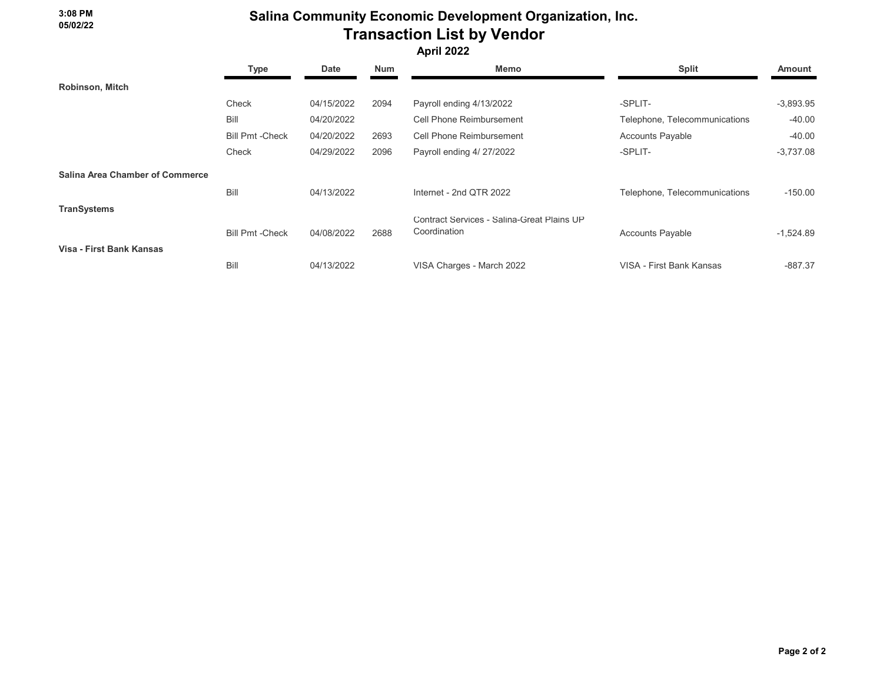3:08 PM
05/02/22

# Salina Community Economic Development Organization, Inc.
## Transaction List by Vendor
### April 2022

| | Type | Date | Num | Memo | Split | Amount |
|---|---|---|---|---|---|---|
| **Robinson, Mitch** | | | | | | |
| | Check | 04/15/2022 | 2094 | Payroll ending 4/13/2022 | -SPLIT- | -3,893.95 |
| | Bill | 04/20/2022 | | Cell Phone Reimbursement | Telephone, Telecommunications | -40.00 |
| | Bill Pmt -Check | 04/20/2022 | 2693 | Cell Phone Reimbursement | Accounts Payable | -40.00 |
| | Check | 04/29/2022 | 2096 | Payroll ending 4/ 27/2022 | -SPLIT- | -3,737.08 |
| **Salina Area Chamber of Commerce** | | | | | | |
| | Bill | 04/13/2022 | | Internet - 2nd QTR 2022 | Telephone, Telecommunications | -150.00 |
| **TranSystems** | | | | | | |
| | Bill Pmt -Check | 04/08/2022 | 2688 | Contract Services - Salina-Great Plains UP Coordination | Accounts Payable | -1,524.89 |
| **Visa - First Bank Kansas** | | | | | | |
| | Bill | 04/13/2022 | | VISA Charges - March 2022 | VISA - First Bank Kansas | -887.37 |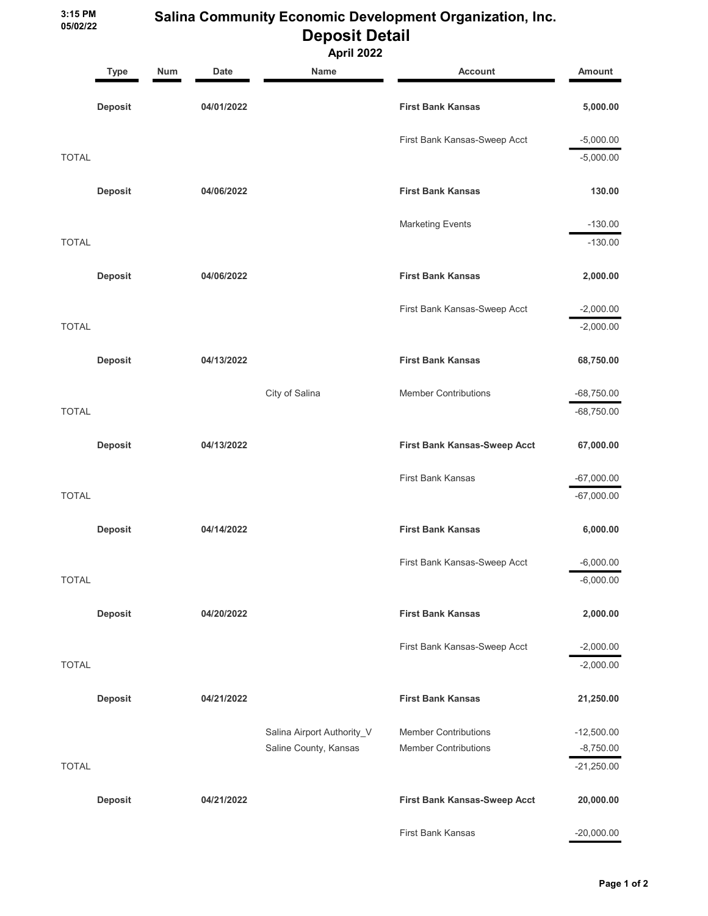3:15 PM
05/02/22

# Salina Community Economic Development Organization, Inc.
## Deposit Detail
### April 2022

| | Type | Num | Date | Name | Account | Amount |
|---|---|---|---|---|---|---|
| | **Deposit** | | **04/01/2022** | | **First Bank Kansas** | **5,000.00** |
| | | | | | First Bank Kansas-Sweep Acct | -5,000.00 |
| TOTAL | | | | | | -5,000.00 |
| | **Deposit** | | **04/06/2022** | | **First Bank Kansas** | **130.00** |
| | | | | | Marketing Events | -130.00 |
| TOTAL | | | | | | -130.00 |
| | **Deposit** | | **04/06/2022** | | **First Bank Kansas** | **2,000.00** |
| | | | | | First Bank Kansas-Sweep Acct | -2,000.00 |
| TOTAL | | | | | | -2,000.00 |
| | **Deposit** | | **04/13/2022** | | **First Bank Kansas** | **68,750.00** |
| | | | | City of Salina | Member Contributions | -68,750.00 |
| TOTAL | | | | | | -68,750.00 |
| | **Deposit** | | **04/13/2022** | | **First Bank Kansas-Sweep Acct** | **67,000.00** |
| | | | | | First Bank Kansas | -67,000.00 |
| TOTAL | | | | | | -67,000.00 |
| | **Deposit** | | **04/14/2022** | | **First Bank Kansas** | **6,000.00** |
| | | | | | First Bank Kansas-Sweep Acct | -6,000.00 |
| TOTAL | | | | | | -6,000.00 |
| | **Deposit** | | **04/20/2022** | | **First Bank Kansas** | **2,000.00** |
| | | | | | First Bank Kansas-Sweep Acct | -2,000.00 |
| TOTAL | | | | | | -2,000.00 |
| | **Deposit** | | **04/21/2022** | | **First Bank Kansas** | **21,250.00** |
| | | | | Salina Airport Authority_V | Member Contributions | -12,500.00 |
| | | | | Saline County, Kansas | Member Contributions | -8,750.00 |
| TOTAL | | | | | | -21,250.00 |
| | **Deposit** | | **04/21/2022** | | **First Bank Kansas-Sweep Acct** | **20,000.00** |
| | | | | | First Bank Kansas | -20,000.00 |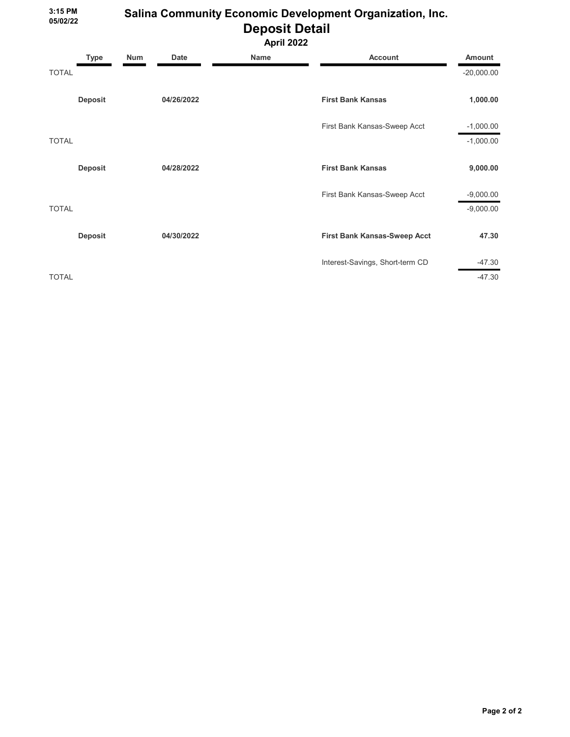# Salina Community Economic Development Organization, Inc.

## Deposit Detail

### April 2022

3:15 PM
05/02/22

| | Type | Num | Date | Name | Account | Amount |
|---|---|---|---|---|---|---|
| TOTAL | | | | | | -20,000.00 |
| | **Deposit** | | **04/26/2022** | | **First Bank Kansas** | **1,000.00** |
| | | | | | First Bank Kansas-Sweep Acct | -1,000.00 |
| TOTAL | | | | | | -1,000.00 |
| | **Deposit** | | **04/28/2022** | | **First Bank Kansas** | **9,000.00** |
| | | | | | First Bank Kansas-Sweep Acct | -9,000.00 |
| TOTAL | | | | | | -9,000.00 |
| | **Deposit** | | **04/30/2022** | | **First Bank Kansas-Sweep Acct** | **47.30** |
| | | | | | Interest-Savings, Short-term CD | -47.30 |
| TOTAL | | | | | | -47.30 |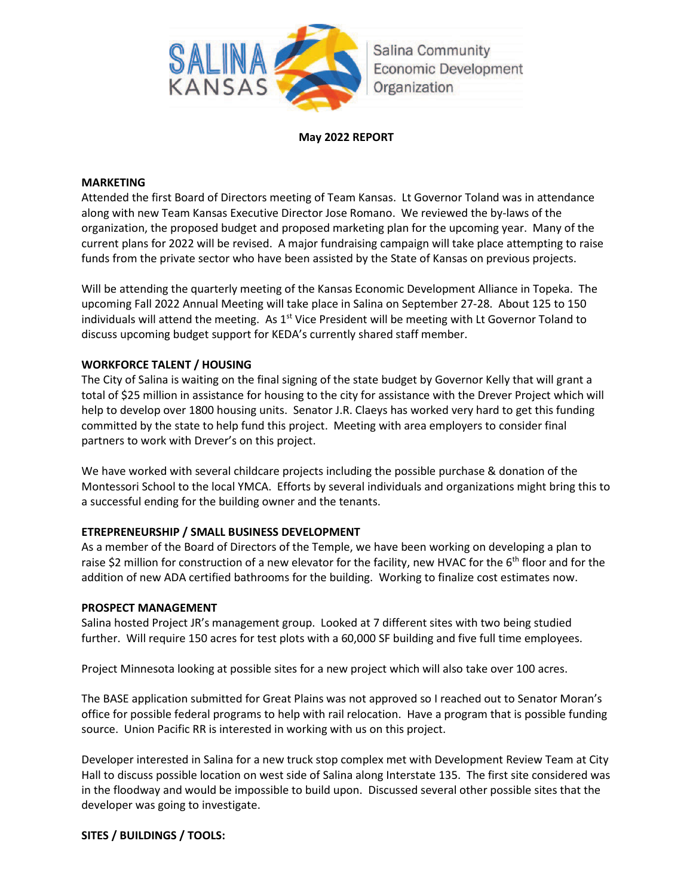Salina Community Economic Development Organization

**May 2022 REPORT**

**MARKETING**

Attended the first Board of Directors meeting of Team Kansas. Lt Governor Toland was in attendance along with new Team Kansas Executive Director Jose Romano. We reviewed the by-laws of the organization, the proposed budget and proposed marketing plan for the upcoming year. Many of the current plans for 2022 will be revised. A major fundraising campaign will take place attempting to raise funds from the private sector who have been assisted by the State of Kansas on previous projects.

Will be attending the quarterly meeting of the Kansas Economic Development Alliance in Topeka. The upcoming Fall 2022 Annual Meeting will take place in Salina on September 27-28. About 125 to 150 individuals will attend the meeting. As 1st Vice President will be meeting with Lt Governor Toland to discuss upcoming budget support for KEDA's currently shared staff member.

**WORKFORCE TALENT / HOUSING**

The City of Salina is waiting on the final signing of the state budget by Governor Kelly that will grant a total of $25 million in assistance for housing to the city for assistance with the Drever Project which will help to develop over 1800 housing units. Senator J.R. Claeys has worked very hard to get this funding committed by the state to help fund this project. Meeting with area employers to consider final partners to work with Drever's on this project.

We have worked with several childcare projects including the possible purchase & donation of the Montessori School to the local YMCA. Efforts by several individuals and organizations might bring this to a successful ending for the building owner and the tenants.

**ETREPRENEURSHIP / SMALL BUSINESS DEVELOPMENT**

As a member of the Board of Directors of the Temple, we have been working on developing a plan to raise $2 million for construction of a new elevator for the facility, new HVAC for the 6th floor and for the addition of new ADA certified bathrooms for the building. Working to finalize cost estimates now.

**PROSPECT MANAGEMENT**

Salina hosted Project JR's management group. Looked at 7 different sites with two being studied further. Will require 150 acres for test plots with a 60,000 SF building and five full time employees.

Project Minnesota looking at possible sites for a new project which will also take over 100 acres.

The BASE application submitted for Great Plains was not approved so I reached out to Senator Moran's office for possible federal programs to help with rail relocation. Have a program that is possible funding source. Union Pacific RR is interested in working with us on this project.

Developer interested in Salina for a new truck stop complex met with Development Review Team at City Hall to discuss possible location on west side of Salina along Interstate 135. The first site considered was in the floodway and would be impossible to build upon. Discussed several other possible sites that the developer was going to investigate.

**SITES / BUILDINGS / TOOLS:**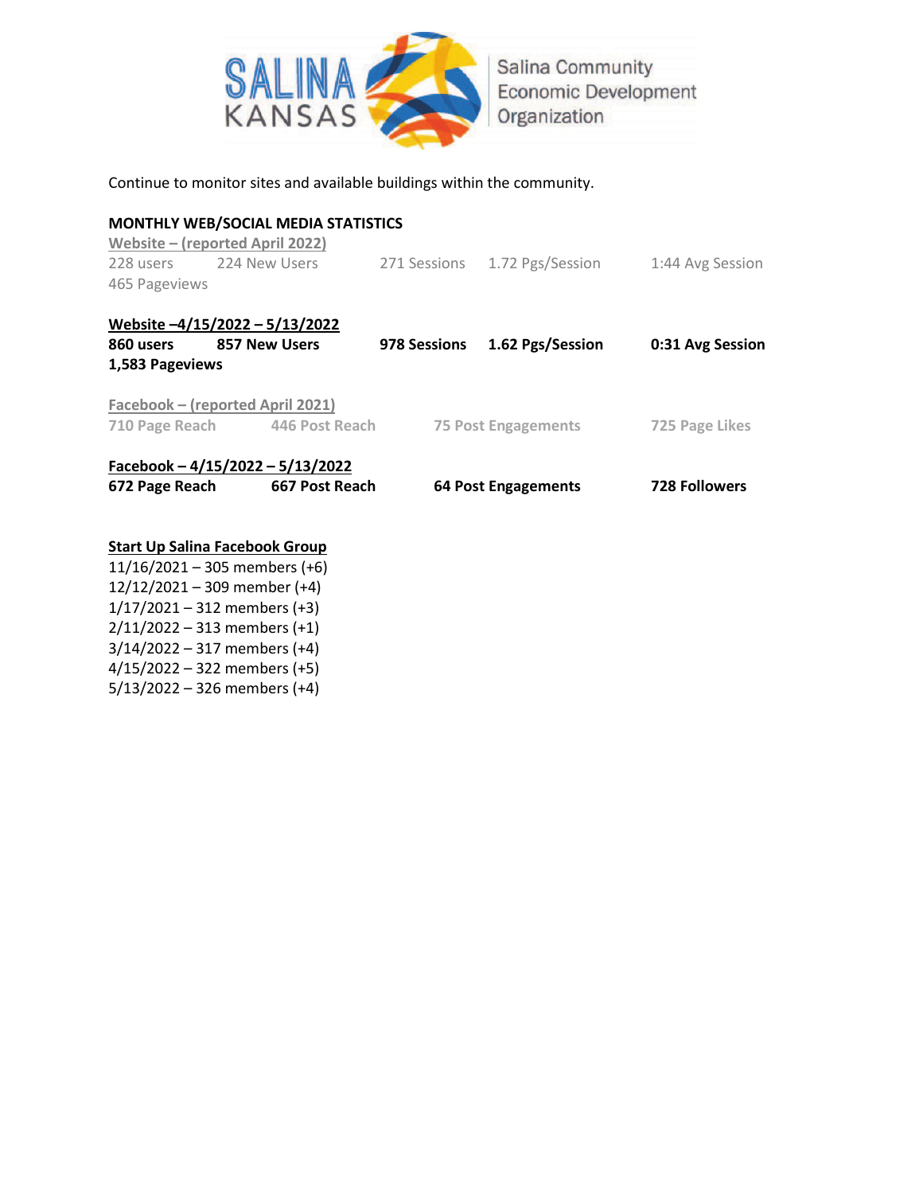Continue to monitor sites and available buildings within the community.

**MONTHLY WEB/SOCIAL MEDIA STATISTICS**

Website – (reported April 2022)

228 users | 224 New Users | 271 Sessions | 1.72 Pgs/Session | 1:44 Avg Session
465 Pageviews

**Website –4/15/2022 – 5/13/2022**

**860 users | 857 New Users | 978 Sessions | 1.62 Pgs/Session | 0:31 Avg Session**
**1,583 Pageviews**

Facebook – (reported April 2021)

710 Page Reach | 446 Post Reach | 75 Post Engagements | 725 Page Likes

**Facebook – 4/15/2022 – 5/13/2022**

**672 Page Reach | 667 Post Reach | 64 Post Engagements | 728 Followers**

**Start Up Salina Facebook Group**

11/16/2021 – 305 members (+6)
12/12/2021 – 309 member (+4)
1/17/2021 – 312 members (+3)
2/11/2022 – 313 members (+1)
3/14/2022 – 317 members (+4)
4/15/2022 – 322 members (+5)
5/13/2022 – 326 members (+4)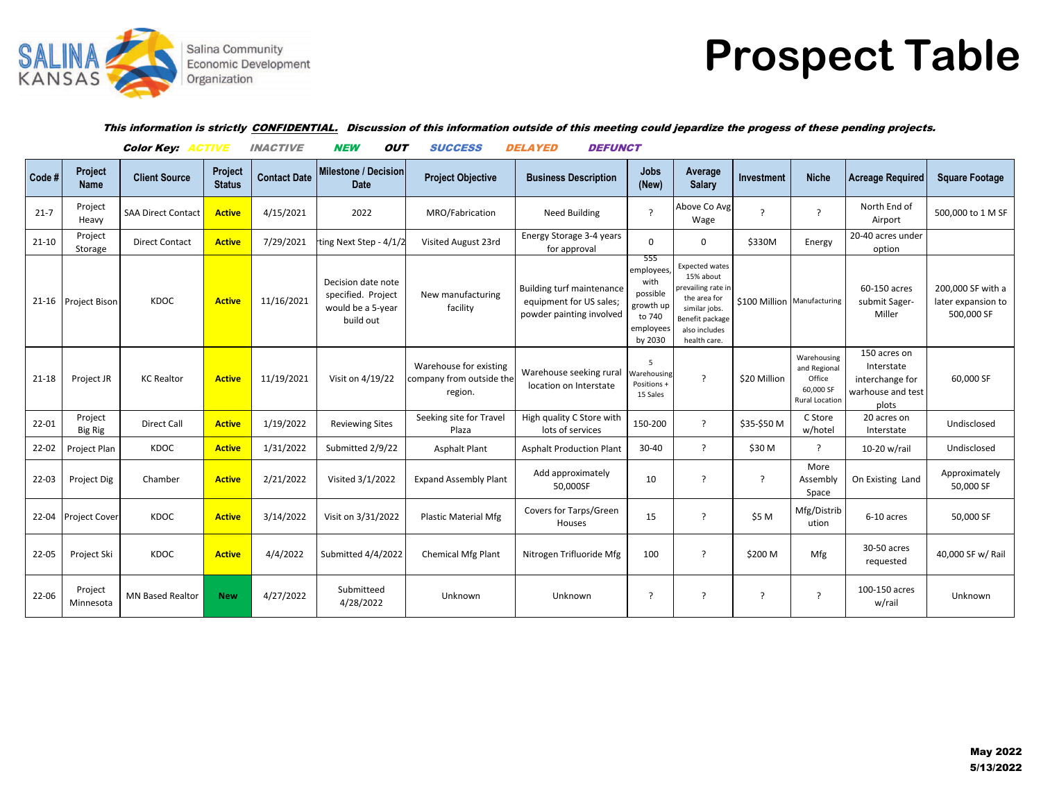Salina Community Economic Development Organization

# Prospect Table

***This information is strictly CONFIDENTIAL. Discussion of this information outside of this meeting could jepardize the progess of these pending projects.***

***Color Key:*** *ACTIVE* *INACTIVE* *NEW* *OUT* *SUCCESS* *DELAYED* *DEFUNCT*

| Code # | Project Name | Client Source | Project Status | Contact Date | Milestone / Decision Date | Project Objective | Business Description | Jobs (New) | Average Salary | Investment | Niche | Acreage Required | Square Footage |
|---|---|---|---|---|---|---|---|---|---|---|---|---|---|
| 21-7 | Project Heavy | SAA Direct Contact | **Active** | 4/15/2021 | 2022 | MRO/Fabrication | Need Building | ? | Above Co Avg Wage | ? | ? | North End of Airport | 500,000 to 1 M SF |
| 21-10 | Project Storage | Direct Contact | **Active** | 7/29/2021 | ting Next Step - 4/1/2 | Visited August 23rd | Energy Storage 3-4 years for approval | 0 | 0 | $330M | Energy | 20-40 acres under option | |
| 21-16 | Project Bison | KDOC | **Active** | 11/16/2021 | Decision date note specified. Project would be a 5-year build out | New manufacturing facility | Building turf maintenance equipment for US sales; powder painting involved | 555 employees, with possible growth up to 740 employees by 2030 | Expected wates 15% about prevailing rate in the area for similar jobs. Benefit package also includes health care. | $100 Million | Manufacturing | 60-150 acres submit Sager-Miller | 200,000 SF with a later expansion to 500,000 SF |
| 21-18 | Project JR | KC Realtor | **Active** | 11/19/2021 | Visit on 4/19/22 | Warehouse for existing company from outside the region. | Warehouse seeking rural location on Interstate | 5 Warehousing Positions + 15 Sales | ? | $20 Million | Warehousing and Regional Office 60,000 SF Rural Location | 150 acres on Interstate interchange for warhouse and test plots | 60,000 SF |
| 22-01 | Project Big Rig | Direct Call | **Active** | 1/19/2022 | Reviewing Sites | Seeking site for Travel Plaza | High quality C Store with lots of services | 150-200 | ? | $35-$50 M | C Store w/hotel | 20 acres on Interstate | Undisclosed |
| 22-02 | Project Plan | KDOC | **Active** | 1/31/2022 | Submitted 2/9/22 | Asphalt Plant | Asphalt Production Plant | 30-40 | ? | $30 M | ? | 10-20 w/rail | Undisclosed |
| 22-03 | Project Dig | Chamber | **Active** | 2/21/2022 | Visited 3/1/2022 | Expand Assembly Plant | Add approximately 50,000SF | 10 | ? | ? | More Assembly Space | On Existing Land | Approximately 50,000 SF |
| 22-04 | Project Cover | KDOC | **Active** | 3/14/2022 | Visit on 3/31/2022 | Plastic Material Mfg | Covers for Tarps/Green Houses | 15 | ? | $5 M | Mfg/Distribution | 6-10 acres | 50,000 SF |
| 22-05 | Project Ski | KDOC | **Active** | 4/4/2022 | Submitted 4/4/2022 | Chemical Mfg Plant | Nitrogen Trifluoride Mfg | 100 | ? | $200 M | Mfg | 30-50 acres requested | 40,000 SF w/ Rail |
| 22-06 | Project Minnesota | MN Based Realtor | **New** | 4/27/2022 | Submitted 4/28/2022 | Unknown | Unknown | ? | ? | ? | ? | 100-150 acres w/rail | Unknown |

**May 2022**
**5/13/2022**